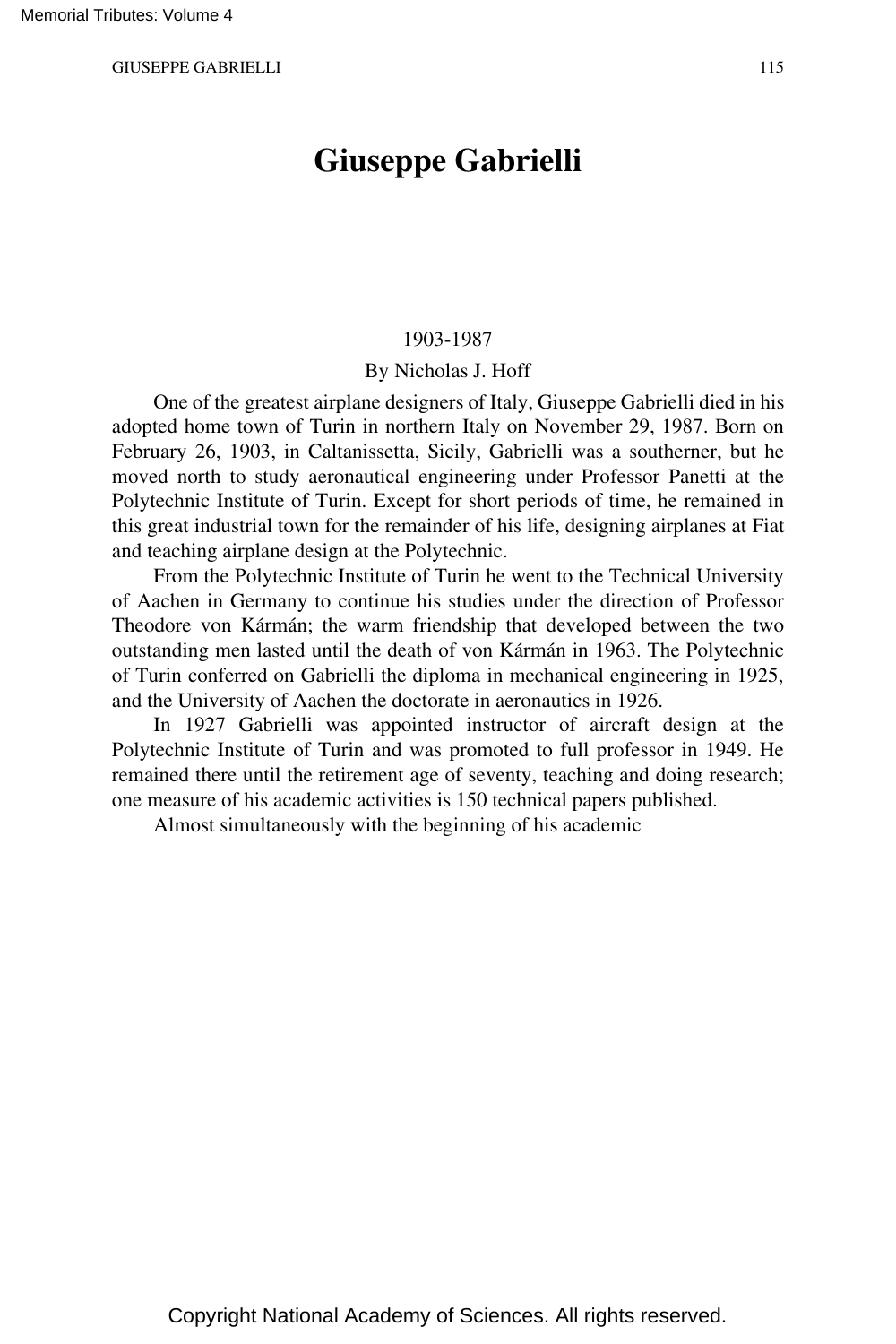# Giuseppe Gabrielli

1903-1987

By Nicholas J. Hoff

One of the greatest airplane designers of Italy, Giuseppe Gabrielli died in his adopted home town of Turin in northern Italy on November 29, 1987. Born on February 26, 1903, in Caltanissetta, Sicily, Gabrielli was a southerner, but he moved north to study aeronautical engineering under Professor Panetti at the Polytechnic Institute of Turin. Except for short periods of time, he remained in this great industrial town for the remainder of his life, designing airplanes at Fiat and teaching airplane design at the Polytechnic.

From the Polytechnic Institute of Turin he went to the Technical University of Aachen in Germany to continue his studies under the direction of Professor Theodore von Kármán; the warm friendship that developed between the two outstanding men lasted until the death of von Kármán in 1963. The Polytechnic of Turin conferred on Gabrielli the diploma in mechanical engineering in 1925, and the University of Aachen the doctorate in aeronautics in 1926.

In 1927 Gabrielli was appointed instructor of aircraft design at the Polytechnic Institute of Turin and was promoted to full professor in 1949. He remained there until the retirement age of seventy, teaching and doing research; one measure of his academic activities is 150 technical papers published.

Almost simultaneously with the beginning of his academic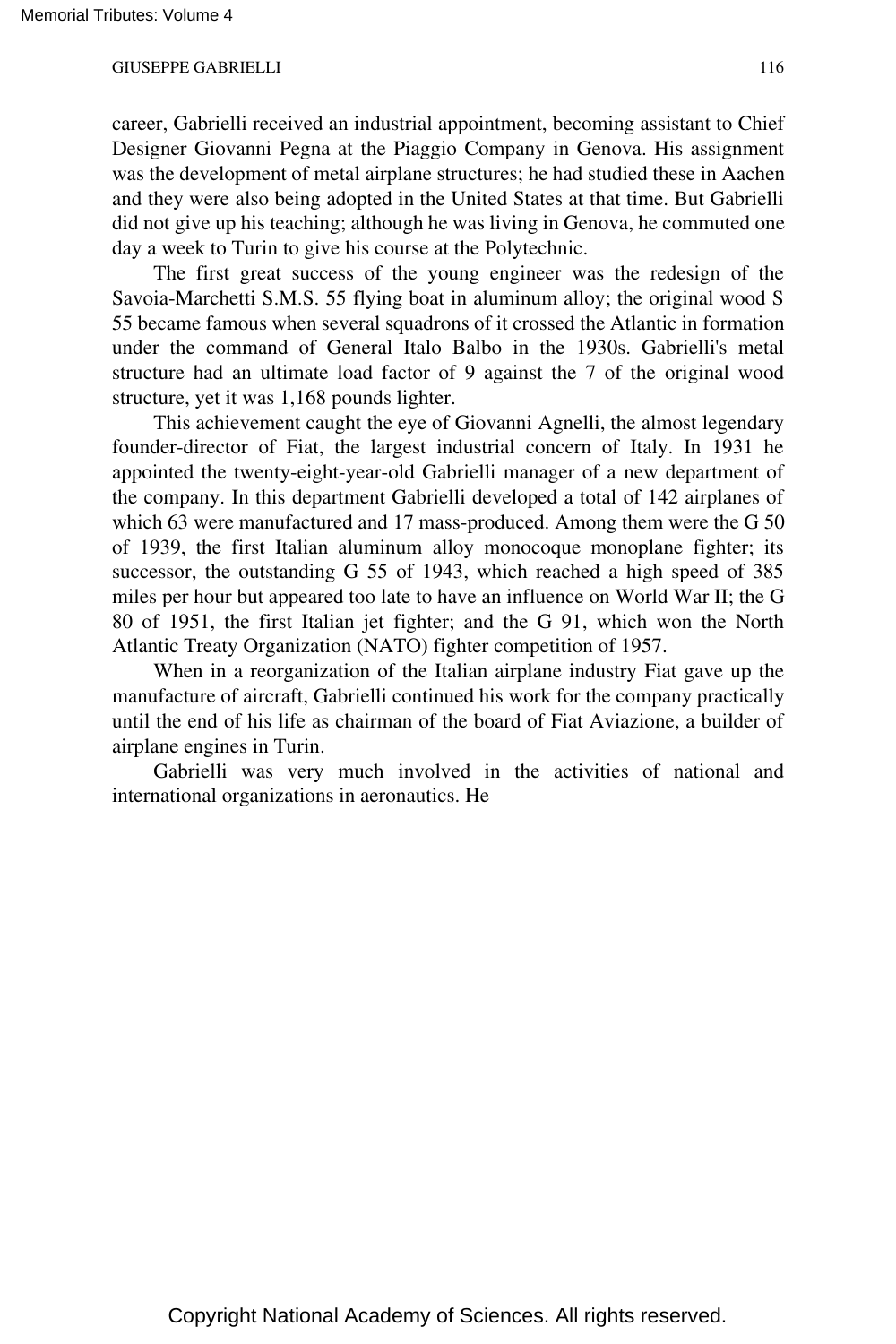career, Gabrielli received an industrial appointment, becoming assistant to Chief Designer Giovanni Pegna at the Piaggio Company in Genova. His assignment was the development of metal airplane structures; he had studied these in Aachen and they were also being adopted in the United States at that time. But Gabrielli did not give up his teaching; although he was living in Genova, he commuted one day a week to Turin to give his course at the Polytechnic.

The first great success of the young engineer was the redesign of the Savoia-Marchetti S.M.S. 55 flying boat in aluminum alloy; the original wood S 55 became famous when several squadrons of it crossed the Atlantic in formation under the command of General Italo Balbo in the 1930s. Gabrielli's metal structure had an ultimate load factor of 9 against the 7 of the original wood structure, yet it was 1,168 pounds lighter.

This achievement caught the eye of Giovanni Agnelli, the almost legendary founder-director of Fiat, the largest industrial concern of Italy. In 1931 he appointed the twenty-eight-year-old Gabrielli manager of a new department of the company. In this department Gabrielli developed a total of 142 airplanes of which 63 were manufactured and 17 mass-produced. Among them were the G 50 of 1939, the first Italian aluminum alloy monocoque monoplane fighter; its successor, the outstanding G 55 of 1943, which reached a high speed of 385 miles per hour but appeared too late to have an influence on World War II; the G 80 of 1951, the first Italian jet fighter; and the G 91, which won the North Atlantic Treaty Organization (NATO) fighter competition of 1957.

When in a reorganization of the Italian airplane industry Fiat gave up the manufacture of aircraft, Gabrielli continued his work for the company practically until the end of his life as chairman of the board of Fiat Aviazione, a builder of airplane engines in Turin.

Gabrielli was very much involved in the activities of national and international organizations in aeronautics. He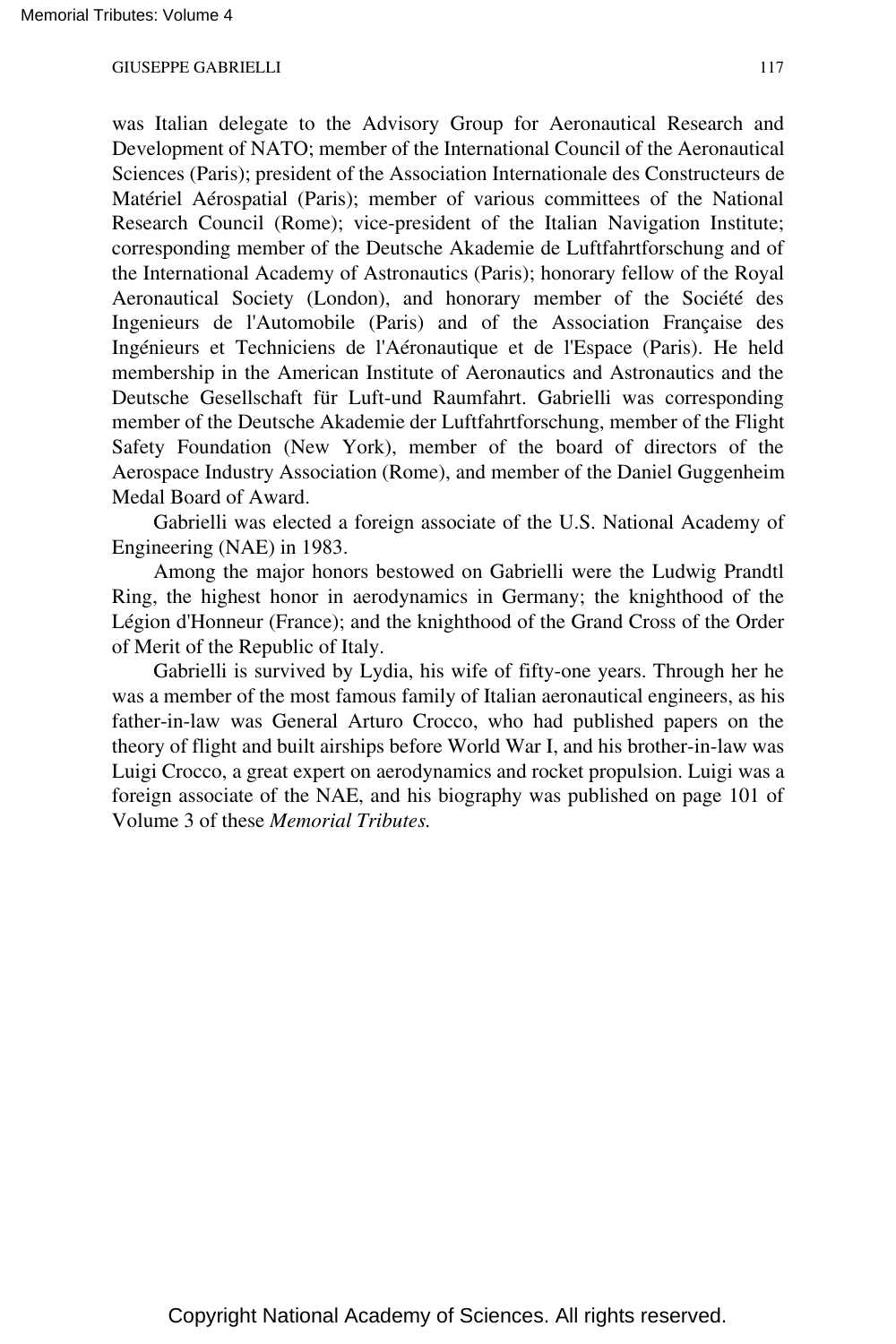was Italian delegate to the Advisory Group for Aeronautical Research and Development of NATO; member of the International Council of the Aeronautical Sciences (Paris); president of the Association Internationale des Constructeurs de Matériel Aérospatial (Paris); member of various committees of the National Research Council (Rome); vice-president of the Italian Navigation Institute; corresponding member of the Deutsche Akademie de Luftfahrtforschung and of the International Academy of Astronautics (Paris); honorary fellow of the Royal Aeronautical Society (London), and honorary member of the Société des Ingenieurs de l'Automobile (Paris) and of the Association Française des Ingénieurs et Techniciens de l'Aéronautique et de l'Espace (Paris). He held membership in the American Institute of Aeronautics and Astronautics and the Deutsche Gesellschaft für Luft-und Raumfahrt. Gabrielli was corresponding member of the Deutsche Akademie der Luftfahrtforschung, member of the Flight Safety Foundation (New York), member of the board of directors of the Aerospace Industry Association (Rome), and member of the Daniel Guggenheim Medal Board of Award.

Gabrielli was elected a foreign associate of the U.S. National Academy of Engineering (NAE) in 1983.

Among the major honors bestowed on Gabrielli were the Ludwig Prandtl Ring, the highest honor in aerodynamics in Germany; the knighthood of the Légion d'Honneur (France); and the knighthood of the Grand Cross of the Order of Merit of the Republic of Italy.

Gabrielli is survived by Lydia, his wife of fifty-one years. Through her he was a member of the most famous family of Italian aeronautical engineers, as his father-in-law was General Arturo Crocco, who had published papers on the theory of flight and built airships before World War I, and his brother-in-law was Luigi Crocco, a great expert on aerodynamics and rocket propulsion. Luigi was a foreign associate of the NAE, and his biography was published on page 101 of Volume 3 of these *Memorial Tributes.*